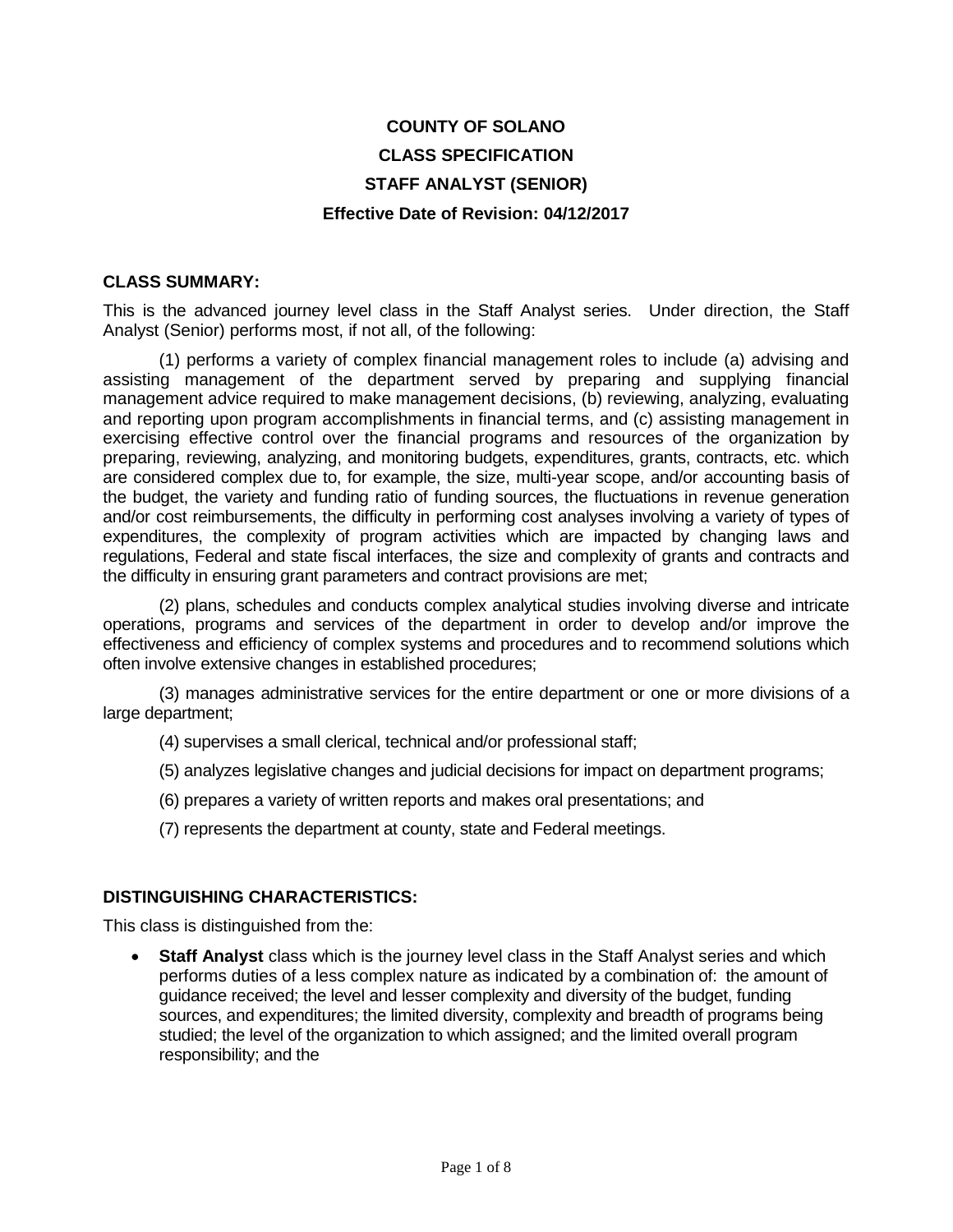# COUNTY OF SOLANO

## CLASS SPECIFICATION

## STAFF ANALYST (SENIOR)

**Effective Date of Revision: 04/12/2017**

### CLASS SUMMARY:

This is the advanced journey level class in the Staff Analyst series. Under direction, the Staff Analyst (Senior) performs most, if not all, of the following:

(1) performs a variety of complex financial management roles to include (a) advising and assisting management of the department served by preparing and supplying financial management advice required to make management decisions, (b) reviewing, analyzing, evaluating and reporting upon program accomplishments in financial terms, and (c) assisting management in exercising effective control over the financial programs and resources of the organization by preparing, reviewing, analyzing, and monitoring budgets, expenditures, grants, contracts, etc. which are considered complex due to, for example, the size, multi-year scope, and/or accounting basis of the budget, the variety and funding ratio of funding sources, the fluctuations in revenue generation and/or cost reimbursements, the difficulty in performing cost analyses involving a variety of types of expenditures, the complexity of program activities which are impacted by changing laws and regulations, Federal and state fiscal interfaces, the size and complexity of grants and contracts and the difficulty in ensuring grant parameters and contract provisions are met;

(2) plans, schedules and conducts complex analytical studies involving diverse and intricate operations, programs and services of the department in order to develop and/or improve the effectiveness and efficiency of complex systems and procedures and to recommend solutions which often involve extensive changes in established procedures;

(3) manages administrative services for the entire department or one or more divisions of a large department;

(4) supervises a small clerical, technical and/or professional staff;

(5) analyzes legislative changes and judicial decisions for impact on department programs;

(6) prepares a variety of written reports and makes oral presentations; and

(7) represents the department at county, state and Federal meetings.

### DISTINGUISHING CHARACTERISTICS:

This class is distinguished from the:

- **Staff Analyst** class which is the journey level class in the Staff Analyst series and which performs duties of a less complex nature as indicated by a combination of: the amount of guidance received; the level and lesser complexity and diversity of the budget, funding sources, and expenditures; the limited diversity, complexity and breadth of programs being studied; the level of the organization to which assigned; and the limited overall program responsibility; and the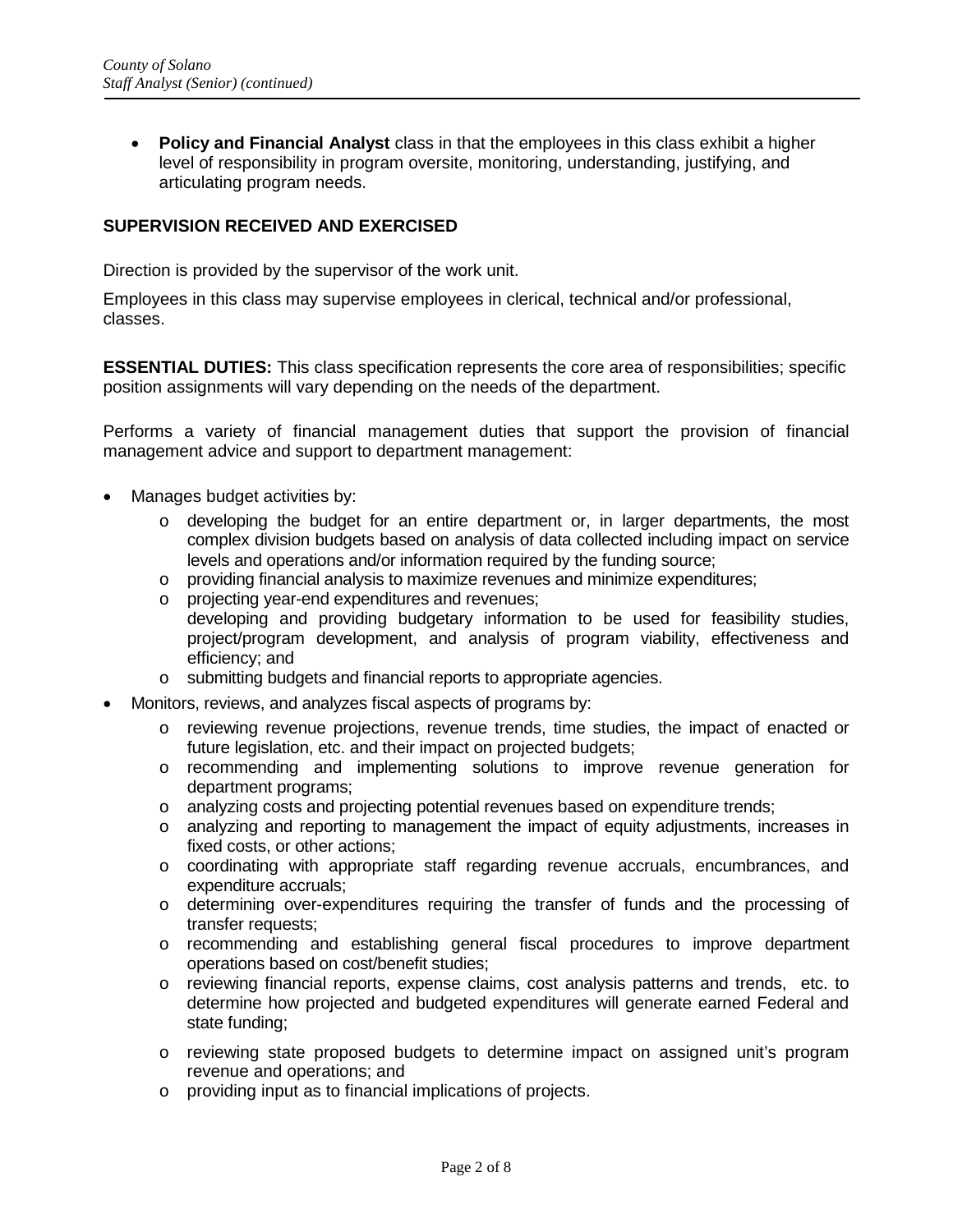- **Policy and Financial Analyst** class in that the employees in this class exhibit a higher level of responsibility in program oversite, monitoring, understanding, justifying, and articulating program needs.

**SUPERVISION RECEIVED AND EXERCISED**

Direction is provided by the supervisor of the work unit.

Employees in this class may supervise employees in clerical, technical and/or professional, classes.

**ESSENTIAL DUTIES:** This class specification represents the core area of responsibilities; specific position assignments will vary depending on the needs of the department.

Performs a variety of financial management duties that support the provision of financial management advice and support to department management:

- Manages budget activities by:
  - developing the budget for an entire department or, in larger departments, the most complex division budgets based on analysis of data collected including impact on service levels and operations and/or information required by the funding source;
  - providing financial analysis to maximize revenues and minimize expenditures;
  - projecting year-end expenditures and revenues; developing and providing budgetary information to be used for feasibility studies, project/program development, and analysis of program viability, effectiveness and efficiency; and
  - submitting budgets and financial reports to appropriate agencies.
- Monitors, reviews, and analyzes fiscal aspects of programs by:
  - reviewing revenue projections, revenue trends, time studies, the impact of enacted or future legislation, etc. and their impact on projected budgets;
  - recommending and implementing solutions to improve revenue generation for department programs;
  - analyzing costs and projecting potential revenues based on expenditure trends;
  - analyzing and reporting to management the impact of equity adjustments, increases in fixed costs, or other actions;
  - coordinating with appropriate staff regarding revenue accruals, encumbrances, and expenditure accruals;
  - determining over-expenditures requiring the transfer of funds and the processing of transfer requests;
  - recommending and establishing general fiscal procedures to improve department operations based on cost/benefit studies;
  - reviewing financial reports, expense claims, cost analysis patterns and trends, etc. to determine how projected and budgeted expenditures will generate earned Federal and state funding;
  - reviewing state proposed budgets to determine impact on assigned unit's program revenue and operations; and
  - providing input as to financial implications of projects.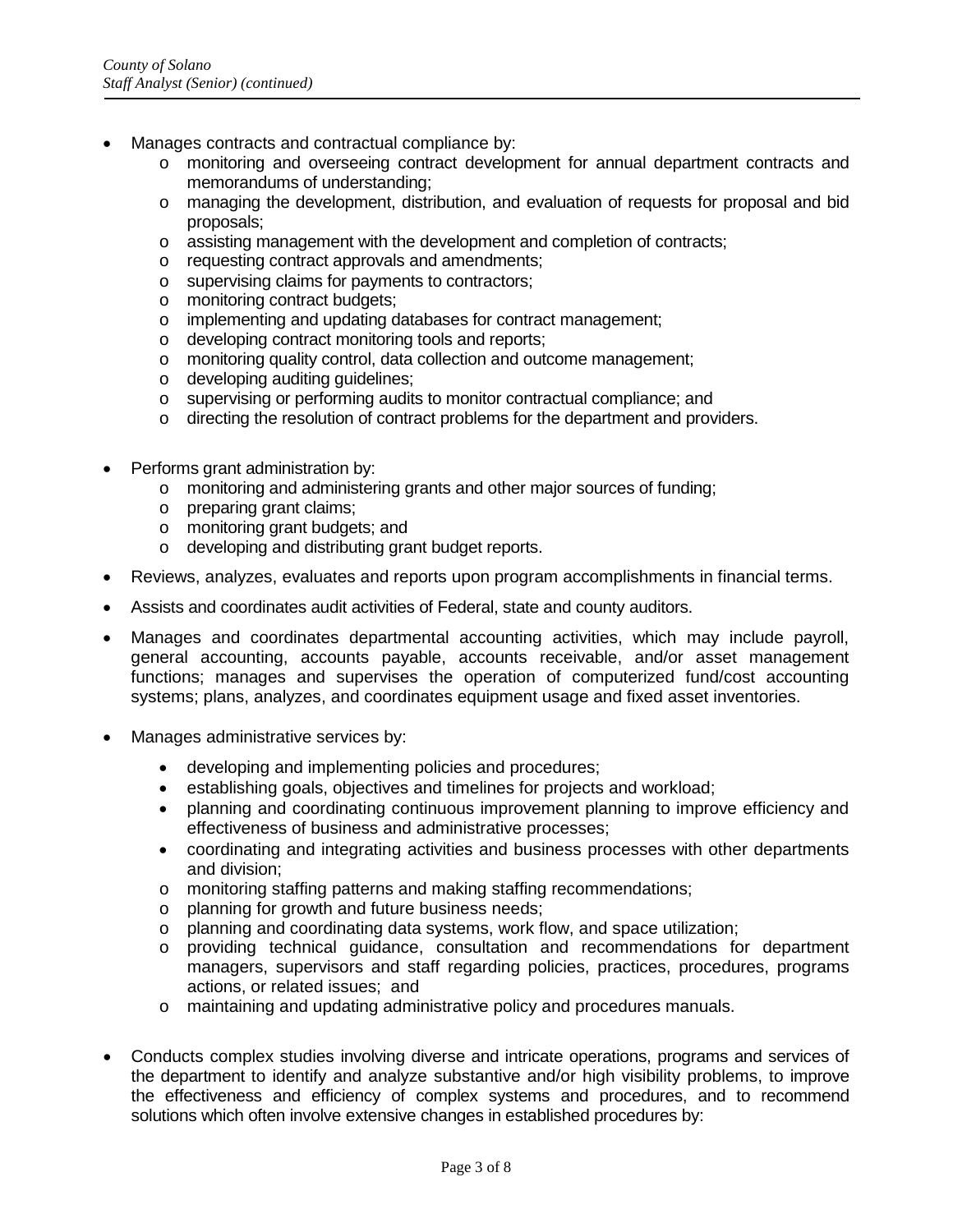- Manages contracts and contractual compliance by:
    - monitoring and overseeing contract development for annual department contracts and memorandums of understanding;
    - managing the development, distribution, and evaluation of requests for proposal and bid proposals;
    - assisting management with the development and completion of contracts;
    - requesting contract approvals and amendments;
    - supervising claims for payments to contractors;
    - monitoring contract budgets;
    - implementing and updating databases for contract management;
    - developing contract monitoring tools and reports;
    - monitoring quality control, data collection and outcome management;
    - developing auditing guidelines;
    - supervising or performing audits to monitor contractual compliance; and
    - directing the resolution of contract problems for the department and providers.

- Performs grant administration by:
    - monitoring and administering grants and other major sources of funding;
    - preparing grant claims;
    - monitoring grant budgets; and
    - developing and distributing grant budget reports.

- Reviews, analyzes, evaluates and reports upon program accomplishments in financial terms.

- Assists and coordinates audit activities of Federal, state and county auditors.

- Manages and coordinates departmental accounting activities, which may include payroll, general accounting, accounts payable, accounts receivable, and/or asset management functions; manages and supervises the operation of computerized fund/cost accounting systems; plans, analyzes, and coordinates equipment usage and fixed asset inventories.

- Manages administrative services by:
    - developing and implementing policies and procedures;
    - establishing goals, objectives and timelines for projects and workload;
    - planning and coordinating continuous improvement planning to improve efficiency and effectiveness of business and administrative processes;
    - coordinating and integrating activities and business processes with other departments and division;
    - monitoring staffing patterns and making staffing recommendations;
    - planning for growth and future business needs;
    - planning and coordinating data systems, work flow, and space utilization;
    - providing technical guidance, consultation and recommendations for department managers, supervisors and staff regarding policies, practices, procedures, programs actions, or related issues; and
    - maintaining and updating administrative policy and procedures manuals.

- Conducts complex studies involving diverse and intricate operations, programs and services of the department to identify and analyze substantive and/or high visibility problems, to improve the effectiveness and efficiency of complex systems and procedures, and to recommend solutions which often involve extensive changes in established procedures by: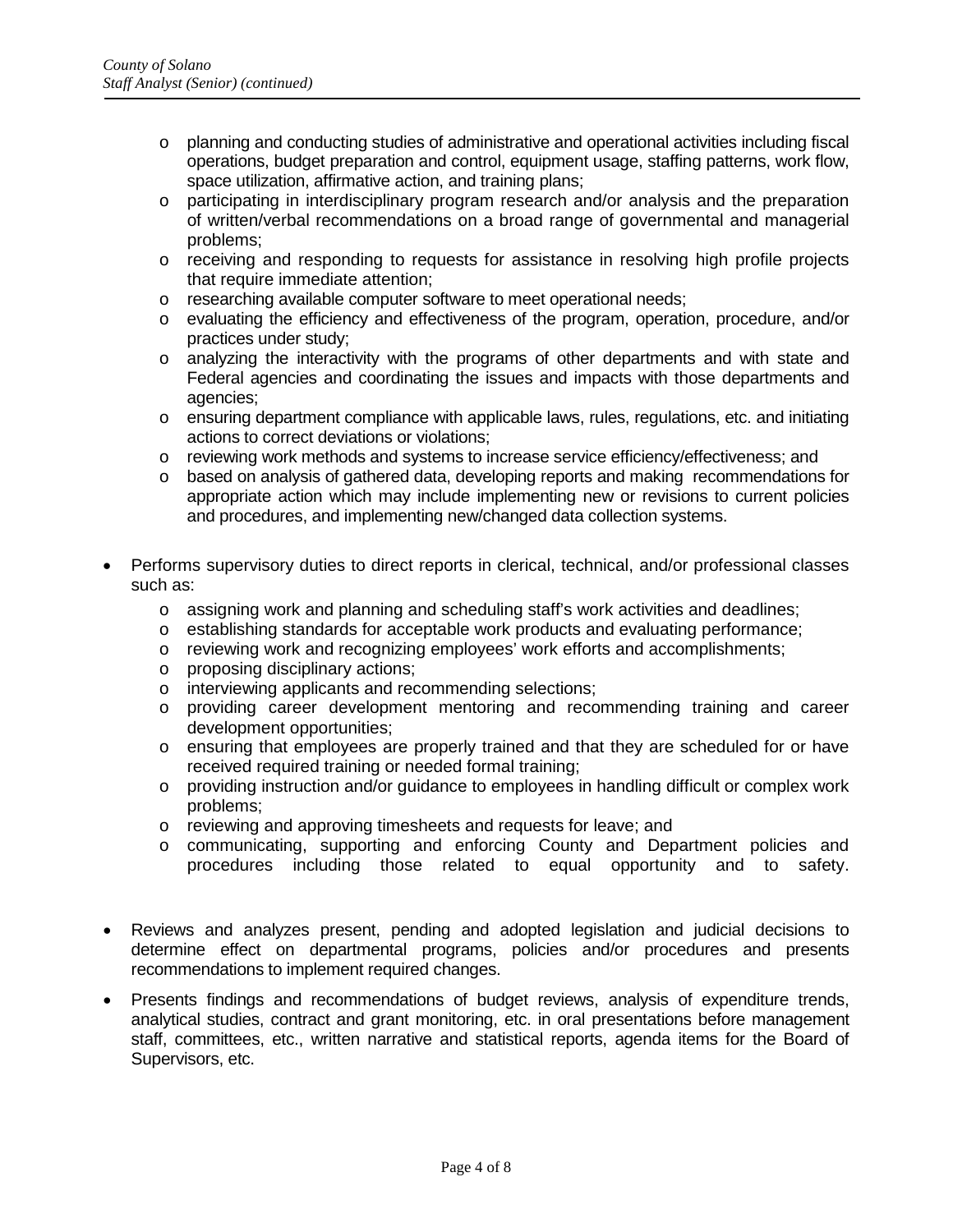- planning and conducting studies of administrative and operational activities including fiscal operations, budget preparation and control, equipment usage, staffing patterns, work flow, space utilization, affirmative action, and training plans;
  - participating in interdisciplinary program research and/or analysis and the preparation of written/verbal recommendations on a broad range of governmental and managerial problems;
  - receiving and responding to requests for assistance in resolving high profile projects that require immediate attention;
  - researching available computer software to meet operational needs;
  - evaluating the efficiency and effectiveness of the program, operation, procedure, and/or practices under study;
  - analyzing the interactivity with the programs of other departments and with state and Federal agencies and coordinating the issues and impacts with those departments and agencies;
  - ensuring department compliance with applicable laws, rules, regulations, etc. and initiating actions to correct deviations or violations;
  - reviewing work methods and systems to increase service efficiency/effectiveness; and
  - based on analysis of gathered data, developing reports and making recommendations for appropriate action which may include implementing new or revisions to current policies and procedures, and implementing new/changed data collection systems.

- Performs supervisory duties to direct reports in clerical, technical, and/or professional classes such as:
  - assigning work and planning and scheduling staff's work activities and deadlines;
  - establishing standards for acceptable work products and evaluating performance;
  - reviewing work and recognizing employees' work efforts and accomplishments;
  - proposing disciplinary actions;
  - interviewing applicants and recommending selections;
  - providing career development mentoring and recommending training and career development opportunities;
  - ensuring that employees are properly trained and that they are scheduled for or have received required training or needed formal training;
  - providing instruction and/or guidance to employees in handling difficult or complex work problems;
  - reviewing and approving timesheets and requests for leave; and
  - communicating, supporting and enforcing County and Department policies and procedures including those related to equal opportunity and to safety.

- Reviews and analyzes present, pending and adopted legislation and judicial decisions to determine effect on departmental programs, policies and/or procedures and presents recommendations to implement required changes.

- Presents findings and recommendations of budget reviews, analysis of expenditure trends, analytical studies, contract and grant monitoring, etc. in oral presentations before management staff, committees, etc., written narrative and statistical reports, agenda items for the Board of Supervisors, etc.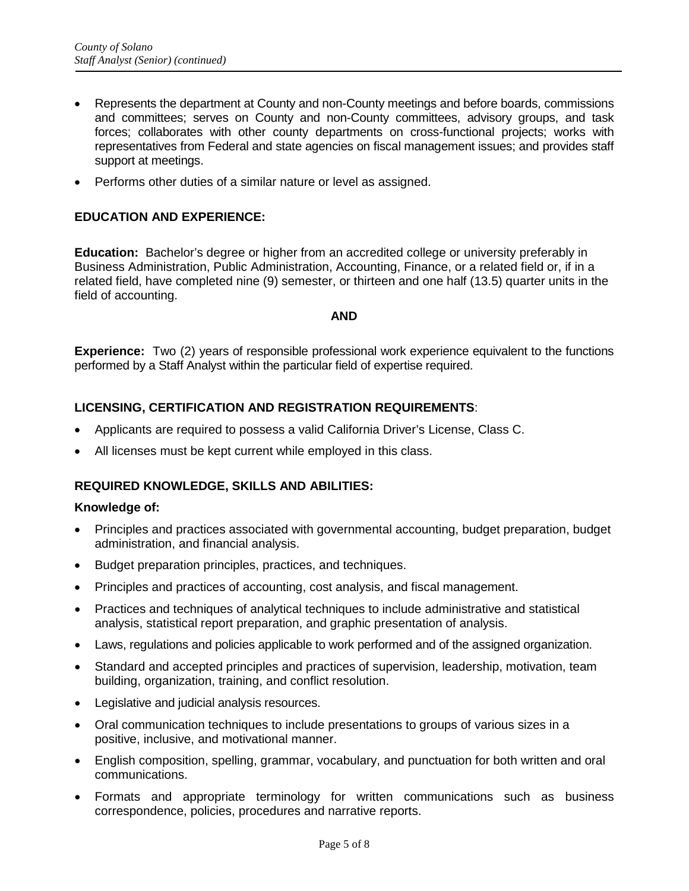- Represents the department at County and non-County meetings and before boards, commissions and committees; serves on County and non-County committees, advisory groups, and task forces; collaborates with other county departments on cross-functional projects; works with representatives from Federal and state agencies on fiscal management issues; and provides staff support at meetings.
- Performs other duties of a similar nature or level as assigned.

## EDUCATION AND EXPERIENCE:

**Education:** Bachelor's degree or higher from an accredited college or university preferably in Business Administration, Public Administration, Accounting, Finance, or a related field or, if in a related field, have completed nine (9) semester, or thirteen and one half (13.5) quarter units in the field of accounting.

**AND**

**Experience:** Two (2) years of responsible professional work experience equivalent to the functions performed by a Staff Analyst within the particular field of expertise required.

## LICENSING, CERTIFICATION AND REGISTRATION REQUIREMENTS:

- Applicants are required to possess a valid California Driver's License, Class C.
- All licenses must be kept current while employed in this class.

## REQUIRED KNOWLEDGE, SKILLS AND ABILITIES:

**Knowledge of:**

- Principles and practices associated with governmental accounting, budget preparation, budget administration, and financial analysis.
- Budget preparation principles, practices, and techniques.
- Principles and practices of accounting, cost analysis, and fiscal management.
- Practices and techniques of analytical techniques to include administrative and statistical analysis, statistical report preparation, and graphic presentation of analysis.
- Laws, regulations and policies applicable to work performed and of the assigned organization.
- Standard and accepted principles and practices of supervision, leadership, motivation, team building, organization, training, and conflict resolution.
- Legislative and judicial analysis resources.
- Oral communication techniques to include presentations to groups of various sizes in a positive, inclusive, and motivational manner.
- English composition, spelling, grammar, vocabulary, and punctuation for both written and oral communications.
- Formats and appropriate terminology for written communications such as business correspondence, policies, procedures and narrative reports.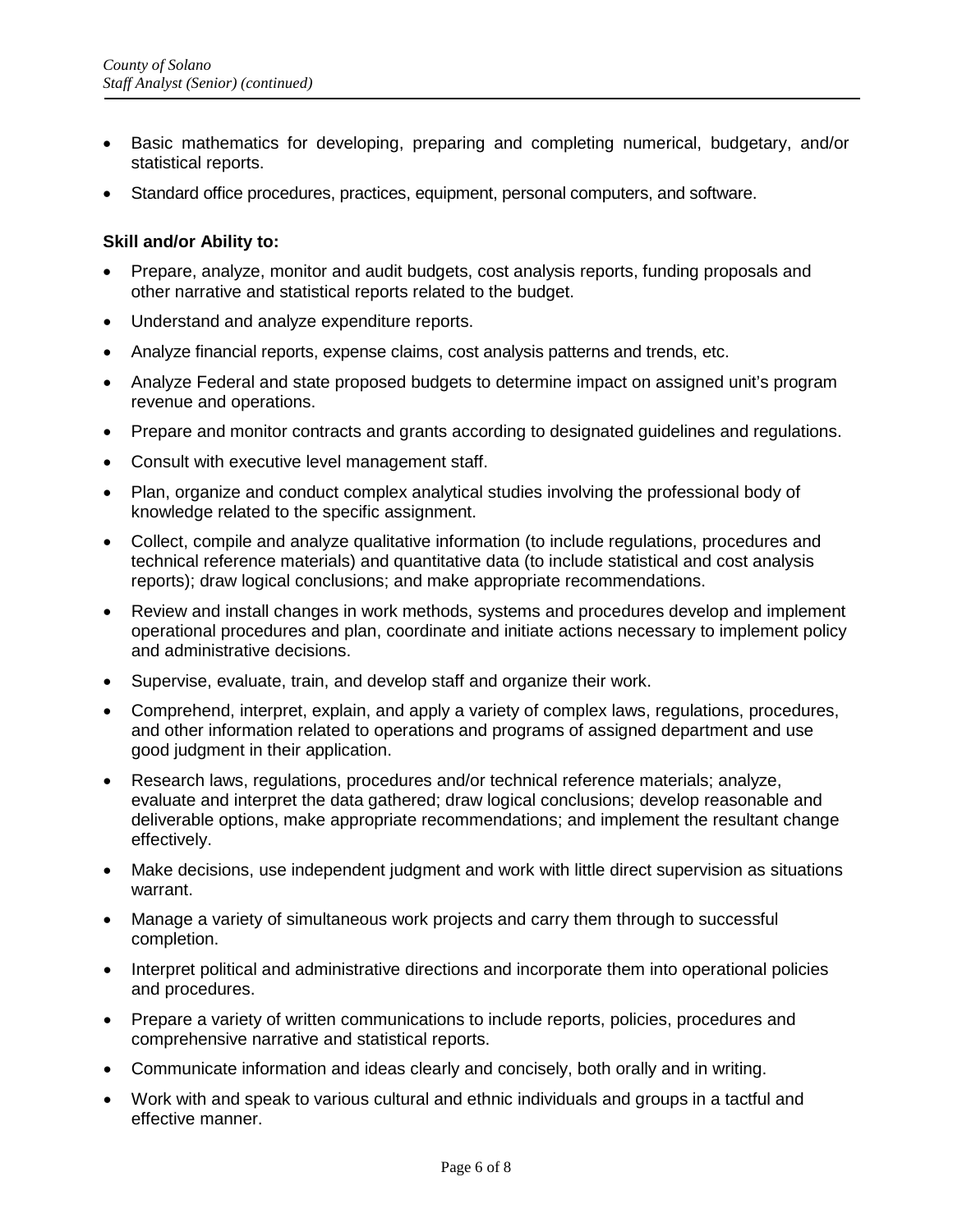- Basic mathematics for developing, preparing and completing numerical, budgetary, and/or statistical reports.
- Standard office procedures, practices, equipment, personal computers, and software.

**Skill and/or Ability to:**

- Prepare, analyze, monitor and audit budgets, cost analysis reports, funding proposals and other narrative and statistical reports related to the budget.
- Understand and analyze expenditure reports.
- Analyze financial reports, expense claims, cost analysis patterns and trends, etc.
- Analyze Federal and state proposed budgets to determine impact on assigned unit's program revenue and operations.
- Prepare and monitor contracts and grants according to designated guidelines and regulations.
- Consult with executive level management staff.
- Plan, organize and conduct complex analytical studies involving the professional body of knowledge related to the specific assignment.
- Collect, compile and analyze qualitative information (to include regulations, procedures and technical reference materials) and quantitative data (to include statistical and cost analysis reports); draw logical conclusions; and make appropriate recommendations.
- Review and install changes in work methods, systems and procedures develop and implement operational procedures and plan, coordinate and initiate actions necessary to implement policy and administrative decisions.
- Supervise, evaluate, train, and develop staff and organize their work.
- Comprehend, interpret, explain, and apply a variety of complex laws, regulations, procedures, and other information related to operations and programs of assigned department and use good judgment in their application.
- Research laws, regulations, procedures and/or technical reference materials; analyze, evaluate and interpret the data gathered; draw logical conclusions; develop reasonable and deliverable options, make appropriate recommendations; and implement the resultant change effectively.
- Make decisions, use independent judgment and work with little direct supervision as situations warrant.
- Manage a variety of simultaneous work projects and carry them through to successful completion.
- Interpret political and administrative directions and incorporate them into operational policies and procedures.
- Prepare a variety of written communications to include reports, policies, procedures and comprehensive narrative and statistical reports.
- Communicate information and ideas clearly and concisely, both orally and in writing.
- Work with and speak to various cultural and ethnic individuals and groups in a tactful and effective manner.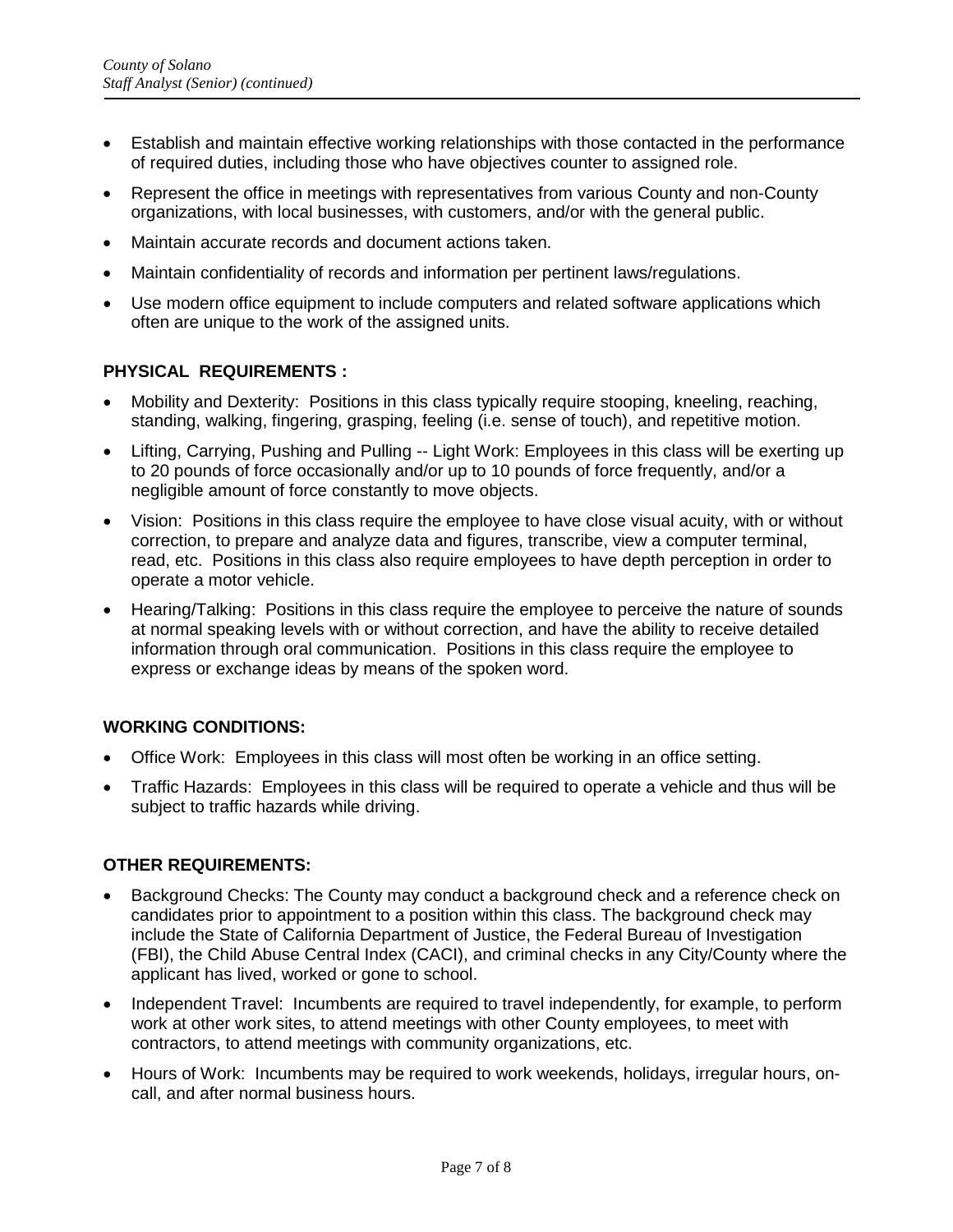- Establish and maintain effective working relationships with those contacted in the performance of required duties, including those who have objectives counter to assigned role.
- Represent the office in meetings with representatives from various County and non-County organizations, with local businesses, with customers, and/or with the general public.
- Maintain accurate records and document actions taken.
- Maintain confidentiality of records and information per pertinent laws/regulations.
- Use modern office equipment to include computers and related software applications which often are unique to the work of the assigned units.

**PHYSICAL REQUIREMENTS :**

- Mobility and Dexterity: Positions in this class typically require stooping, kneeling, reaching, standing, walking, fingering, grasping, feeling (i.e. sense of touch), and repetitive motion.
- Lifting, Carrying, Pushing and Pulling -- Light Work: Employees in this class will be exerting up to 20 pounds of force occasionally and/or up to 10 pounds of force frequently, and/or a negligible amount of force constantly to move objects.
- Vision: Positions in this class require the employee to have close visual acuity, with or without correction, to prepare and analyze data and figures, transcribe, view a computer terminal, read, etc. Positions in this class also require employees to have depth perception in order to operate a motor vehicle.
- Hearing/Talking: Positions in this class require the employee to perceive the nature of sounds at normal speaking levels with or without correction, and have the ability to receive detailed information through oral communication. Positions in this class require the employee to express or exchange ideas by means of the spoken word.

**WORKING CONDITIONS:**

- Office Work: Employees in this class will most often be working in an office setting.
- Traffic Hazards: Employees in this class will be required to operate a vehicle and thus will be subject to traffic hazards while driving.

**OTHER REQUIREMENTS:**

- Background Checks: The County may conduct a background check and a reference check on candidates prior to appointment to a position within this class. The background check may include the State of California Department of Justice, the Federal Bureau of Investigation (FBI), the Child Abuse Central Index (CACI), and criminal checks in any City/County where the applicant has lived, worked or gone to school.
- Independent Travel: Incumbents are required to travel independently, for example, to perform work at other work sites, to attend meetings with other County employees, to meet with contractors, to attend meetings with community organizations, etc.
- Hours of Work: Incumbents may be required to work weekends, holidays, irregular hours, on-call, and after normal business hours.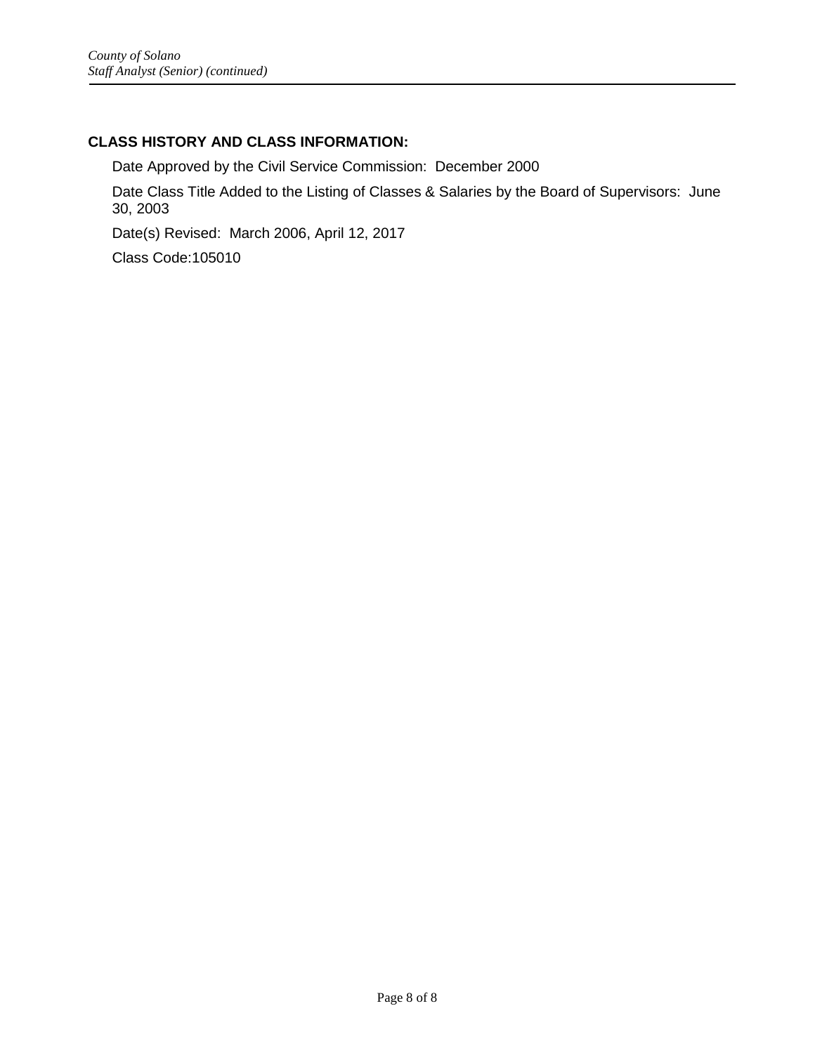**CLASS HISTORY AND CLASS INFORMATION:**

Date Approved by the Civil Service Commission: December 2000

Date Class Title Added to the Listing of Classes & Salaries by the Board of Supervisors: June 30, 2003

Date(s) Revised: March 2006, April 12, 2017

Class Code:105010